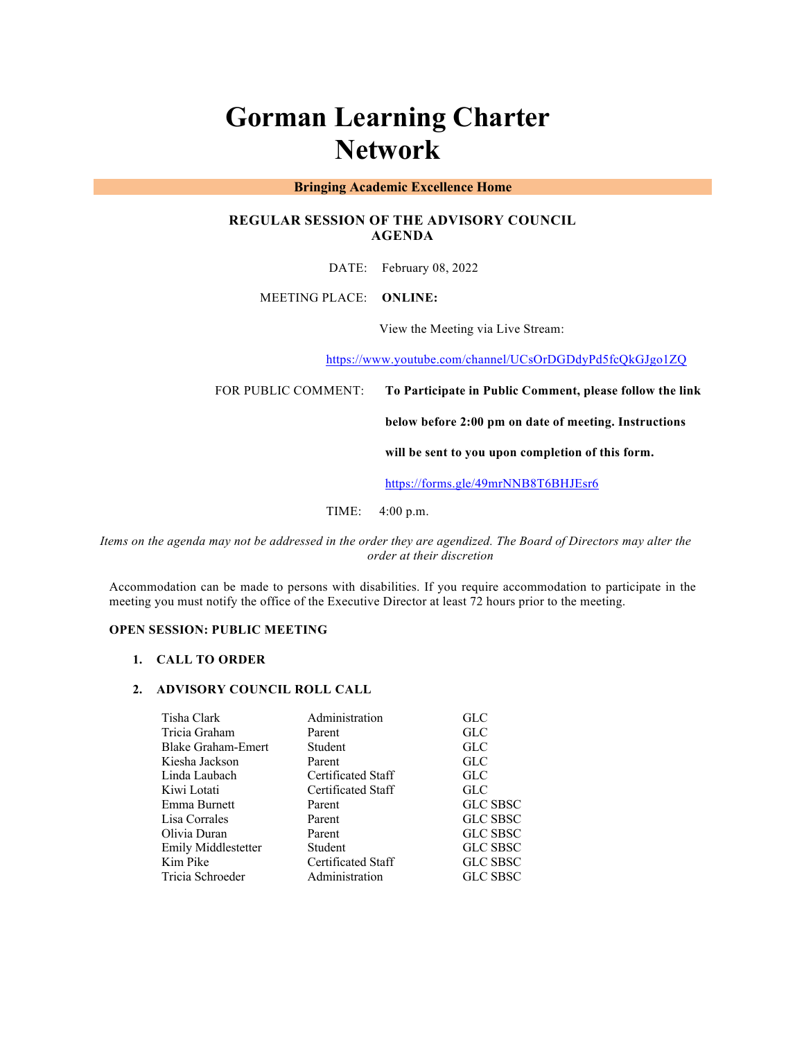# Gorman Learning Charter Network

**Bringing Academic Excellence Home**

## REGULAR SESSION OF THE ADVISORY COUNCIL AGENDA

DATE: February 08, 2022

MEETING PLACE: **ONLINE:**

View the Meeting via Live Stream:

https://www.youtube.com/channel/UCsOrDGDdyPd5fcQkGJgo1ZQ

FOR PUBLIC COMMENT: **To Participate in Public Comment, please follow the link below before 2:00 pm on date of meeting. Instructions will be sent to you upon completion of this form.**

https://forms.gle/49mrNNB8T6BHJEsr6

TIME: 4:00 p.m.

*Items on the agenda may not be addressed in the order they are agendized. The Board of Directors may alter the order at their discretion*

Accommodation can be made to persons with disabilities. If you require accommodation to participate in the meeting you must notify the office of the Executive Director at least 72 hours prior to the meeting.

**OPEN SESSION: PUBLIC MEETING**

1. **CALL TO ORDER**

2. **ADVISORY COUNCIL ROLL CALL**

| | | |
|---|---|---|
| Tisha Clark | Administration | GLC |
| Tricia Graham | Parent | GLC |
| Blake Graham-Emert | Student | GLC |
| Kiesha Jackson | Parent | GLC |
| Linda Laubach | Certificated Staff | GLC |
| Kiwi Lotati | Certificated Staff | GLC |
| Emma Burnett | Parent | GLC SBSC |
| Lisa Corrales | Parent | GLC SBSC |
| Olivia Duran | Parent | GLC SBSC |
| Emily Middlestetter | Student | GLC SBSC |
| Kim Pike | Certificated Staff | GLC SBSC |
| Tricia Schroeder | Administration | GLC SBSC |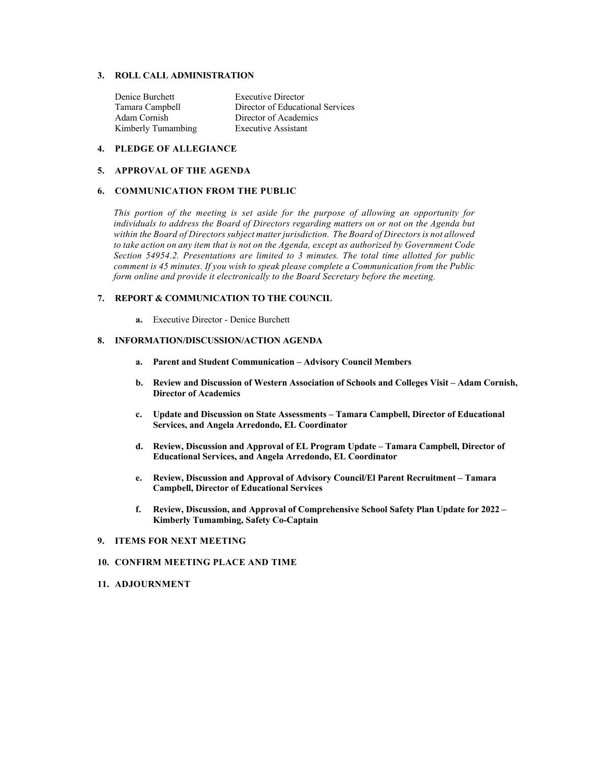## 3. ROLL CALL ADMINISTRATION

| | |
|---|---|
| Denice Burchett | Executive Director |
| Tamara Campbell | Director of Educational Services |
| Adam Cornish | Director of Academics |
| Kimberly Tumambing | Executive Assistant |

## 4. PLEDGE OF ALLEGIANCE

## 5. APPROVAL OF THE AGENDA

## 6. COMMUNICATION FROM THE PUBLIC

*This portion of the meeting is set aside for the purpose of allowing an opportunity for individuals to address the Board of Directors regarding matters on or not on the Agenda but within the Board of Directors subject matter jurisdiction. The Board of Directors is not allowed to take action on any item that is not on the Agenda, except as authorized by Government Code Section 54954.2. Presentations are limited to 3 minutes. The total time allotted for public comment is 45 minutes. If you wish to speak please complete a Communication from the Public form online and provide it electronically to the Board Secretary before the meeting.*

## 7. REPORT & COMMUNICATION TO THE COUNCIL

**a.** Executive Director - Denice Burchett

## 8. INFORMATION/DISCUSSION/ACTION AGENDA

**a. Parent and Student Communication – Advisory Council Members**

**b. Review and Discussion of Western Association of Schools and Colleges Visit – Adam Cornish, Director of Academics**

**c. Update and Discussion on State Assessments – Tamara Campbell, Director of Educational Services, and Angela Arredondo, EL Coordinator**

**d. Review, Discussion and Approval of EL Program Update – Tamara Campbell, Director of Educational Services, and Angela Arredondo, EL Coordinator**

**e. Review, Discussion and Approval of Advisory Council/El Parent Recruitment – Tamara Campbell, Director of Educational Services**

**f. Review, Discussion, and Approval of Comprehensive School Safety Plan Update for 2022 – Kimberly Tumambing, Safety Co-Captain**

## 9. ITEMS FOR NEXT MEETING

## 10. CONFIRM MEETING PLACE AND TIME

## 11. ADJOURNMENT